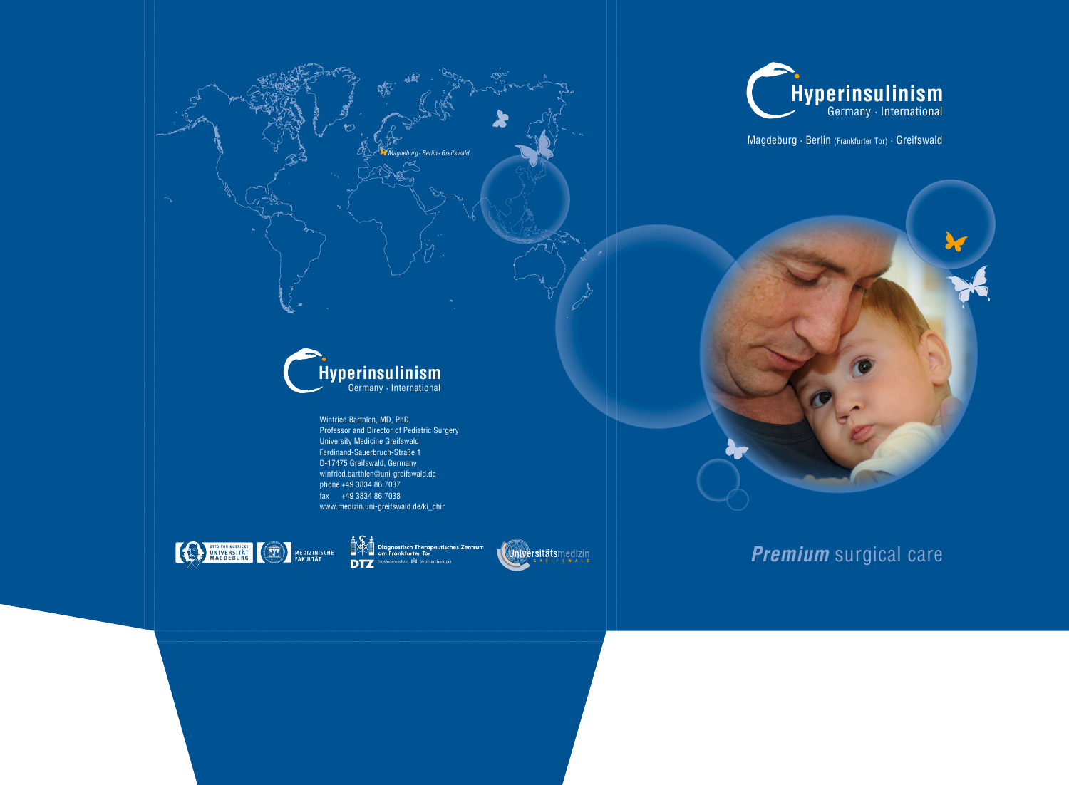Magdeburg · Berlin · Greifswald

# Hyperinsulinism
Germany · International

Winfried Barthlen, MD, PhD,
Professor and Director of Pediatric Surgery
University Medicine Greifswald
Ferdinand-Sauerbruch-Straße 1
D-17475 Greifswald, Germany
winfried.barthlen@uni-greifswald.de
phone +49 3834 86 7037
fax +49 3834 86 7038
www.medizin.uni-greifswald.de/ki_chir

OTTO VON GUERICKE UNIVERSITÄT MAGDEBURG · MEDIZINISCHE FAKULTÄT

DTZ Diagnostisch Therapeutisches Zentrum am Frankfurter Tor · Nuklearmedizin · Strahlentherapie

Universitätsmedizin GREIFSWALD

# Hyperinsulinism
Germany · International

Magdeburg · Berlin (Frankfurter Tor) · Greifswald

***Premium*** surgical care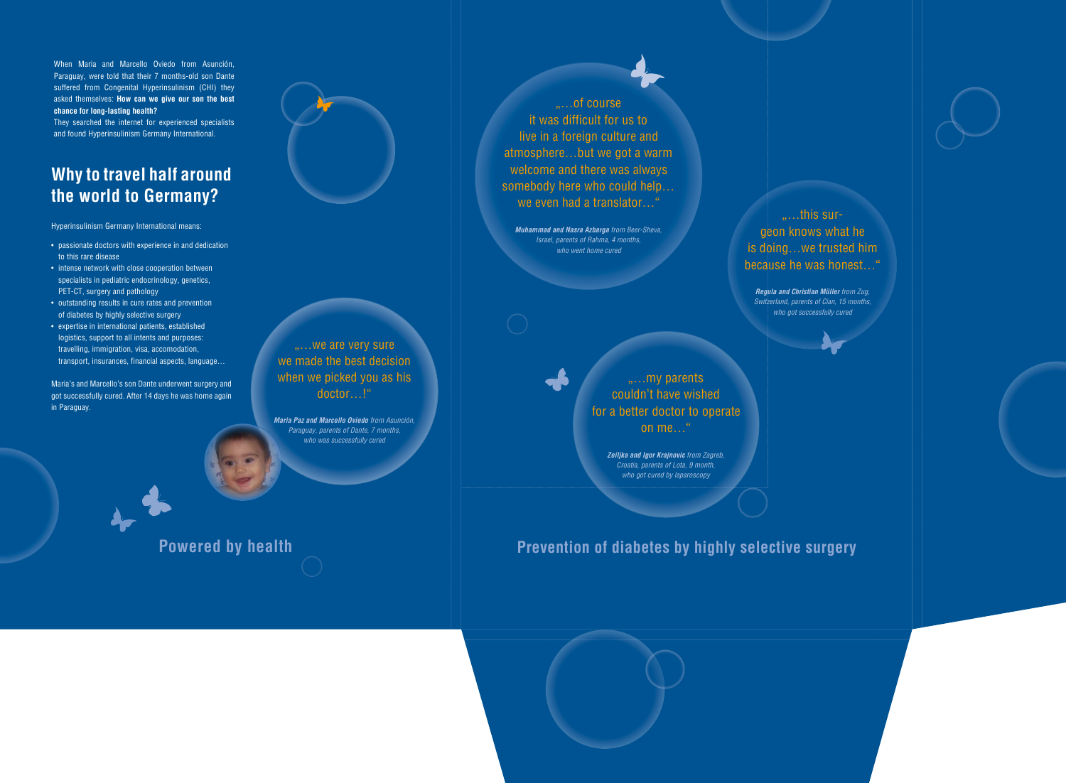When Maria and Marcello Oviedo from Asunción, Paraguay, were told that their 7 months-old son Dante suffered from Congenital Hyperinsulinism (CHI) they asked themselves: **How can we give our son the best chance for long-lasting health?**
They searched the internet for experienced specialists and found Hyperinsulinism Germany International.

## Why to travel half around the world to Germany?

Hyperinsulinism Germany International means:

- passionate doctors with experience in and dedication to this rare disease
- intense network with close cooperation between specialists in pediatric endocrinology, genetics, PET-CT, surgery and pathology
- outstanding results in cure rates and prevention of diabetes by highly selective surgery
- expertise in international patients, established logistics, support to all intents and purposes: travelling, immigration, visa, accomodation, transport, insurances, financial aspects, language…

Maria's and Marcello's son Dante underwent surgery and got successfully cured. After 14 days he was home again in Paraguay.

„…we are very sure we made the best decision when we picked you as his doctor…!"

***Maria Paz and Marcello Oviedo** from Asunción, Paraguay, parents of Dante, 7 months, who was successfully cured*

**Powered by health**

„…of course it was difficult for us to live in a foreign culture and atmosphere…but we got a warm welcome and there was always somebody here who could help… we even had a translator…"

***Muhammad and Nasra Azbarga** from Beer-Sheva, Israel, parents of Rahma, 4 months, who went home cured*

„…this surgeon knows what he is doing…we trusted him because he was honest…"

***Regula and Christian Müller** from Zug, Switzerland, parents of Cian, 15 months, who got successfully cured*

„…my parents couldn't have wished for a better doctor to operate on me…"

***Zeiljka and Igor Krajnovic** from Zagreb, Croatia, parents of Lota, 9 month, who got cured by laparoscopy*

**Prevention of diabetes by highly selective surgery**